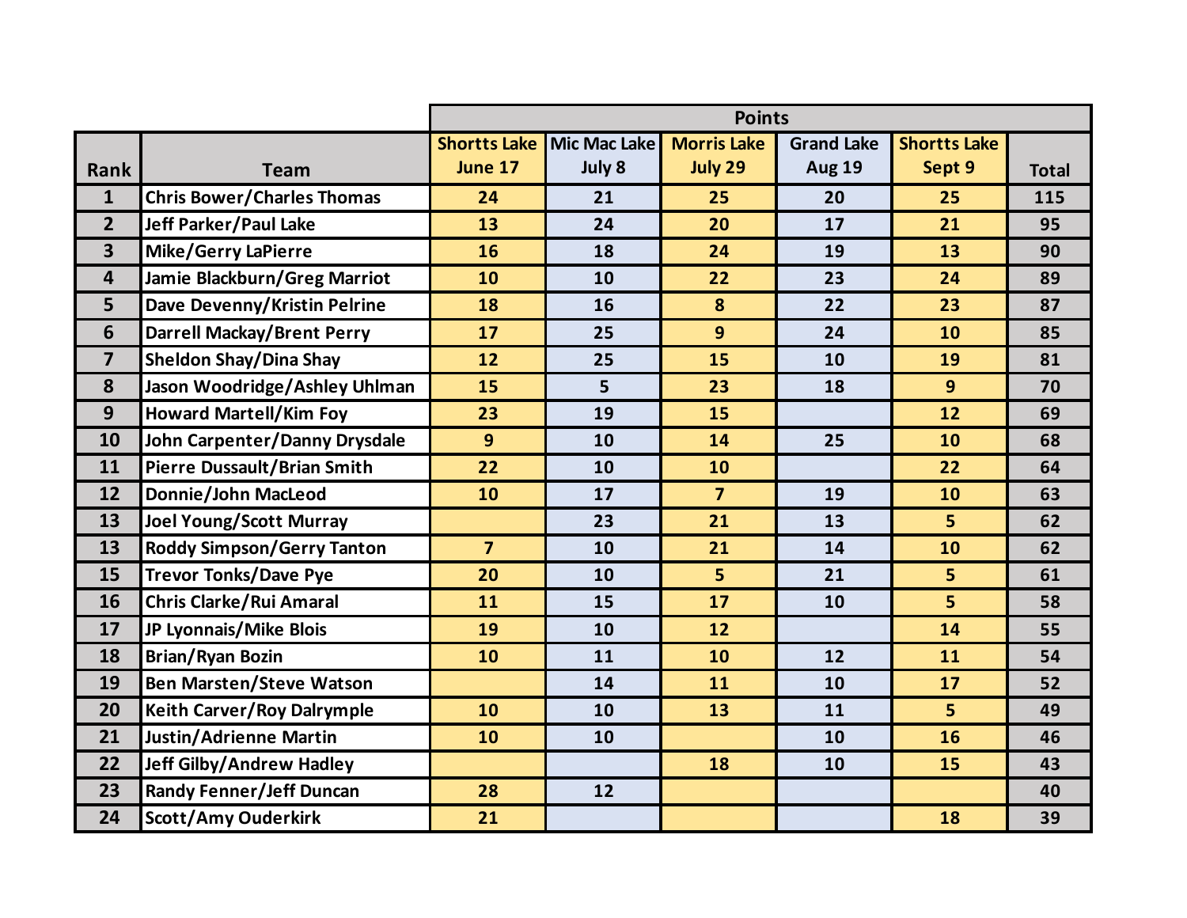| Rank | Team | Points | | | | | Total |
|---|---|---|---|---|---|---|---|
| | | Shortts Lake June 17 | Mic Mac Lake July 8 | Morris Lake July 29 | Grand Lake Aug 19 | Shortts Lake Sept 9 | |
| 1 | Chris Bower/Charles Thomas | 24 | 21 | 25 | 20 | 25 | 115 |
| 2 | Jeff Parker/Paul Lake | 13 | 24 | 20 | 17 | 21 | 95 |
| 3 | Mike/Gerry LaPierre | 16 | 18 | 24 | 19 | 13 | 90 |
| 4 | Jamie Blackburn/Greg Marriot | 10 | 10 | 22 | 23 | 24 | 89 |
| 5 | Dave Devenny/Kristin Pelrine | 18 | 16 | 8 | 22 | 23 | 87 |
| 6 | Darrell Mackay/Brent Perry | 17 | 25 | 9 | 24 | 10 | 85 |
| 7 | Sheldon Shay/Dina Shay | 12 | 25 | 15 | 10 | 19 | 81 |
| 8 | Jason Woodridge/Ashley Uhlman | 15 | 5 | 23 | 18 | 9 | 70 |
| 9 | Howard Martell/Kim Foy | 23 | 19 | 15 | | 12 | 69 |
| 10 | John Carpenter/Danny Drysdale | 9 | 10 | 14 | 25 | 10 | 68 |
| 11 | Pierre Dussault/Brian Smith | 22 | 10 | 10 | | 22 | 64 |
| 12 | Donnie/John MacLeod | 10 | 17 | 7 | 19 | 10 | 63 |
| 13 | Joel Young/Scott Murray | | 23 | 21 | 13 | 5 | 62 |
| 13 | Roddy Simpson/Gerry Tanton | 7 | 10 | 21 | 14 | 10 | 62 |
| 15 | Trevor Tonks/Dave Pye | 20 | 10 | 5 | 21 | 5 | 61 |
| 16 | Chris Clarke/Rui Amaral | 11 | 15 | 17 | 10 | 5 | 58 |
| 17 | JP Lyonnais/Mike Blois | 19 | 10 | 12 | | 14 | 55 |
| 18 | Brian/Ryan Bozin | 10 | 11 | 10 | 12 | 11 | 54 |
| 19 | Ben Marsten/Steve Watson | | 14 | 11 | 10 | 17 | 52 |
| 20 | Keith Carver/Roy Dalrymple | 10 | 10 | 13 | 11 | 5 | 49 |
| 21 | Justin/Adrienne Martin | 10 | 10 | | 10 | 16 | 46 |
| 22 | Jeff Gilby/Andrew Hadley | | | 18 | 10 | 15 | 43 |
| 23 | Randy Fenner/Jeff Duncan | 28 | 12 | | | | 40 |
| 24 | Scott/Amy Ouderkirk | 21 | | | | 18 | 39 |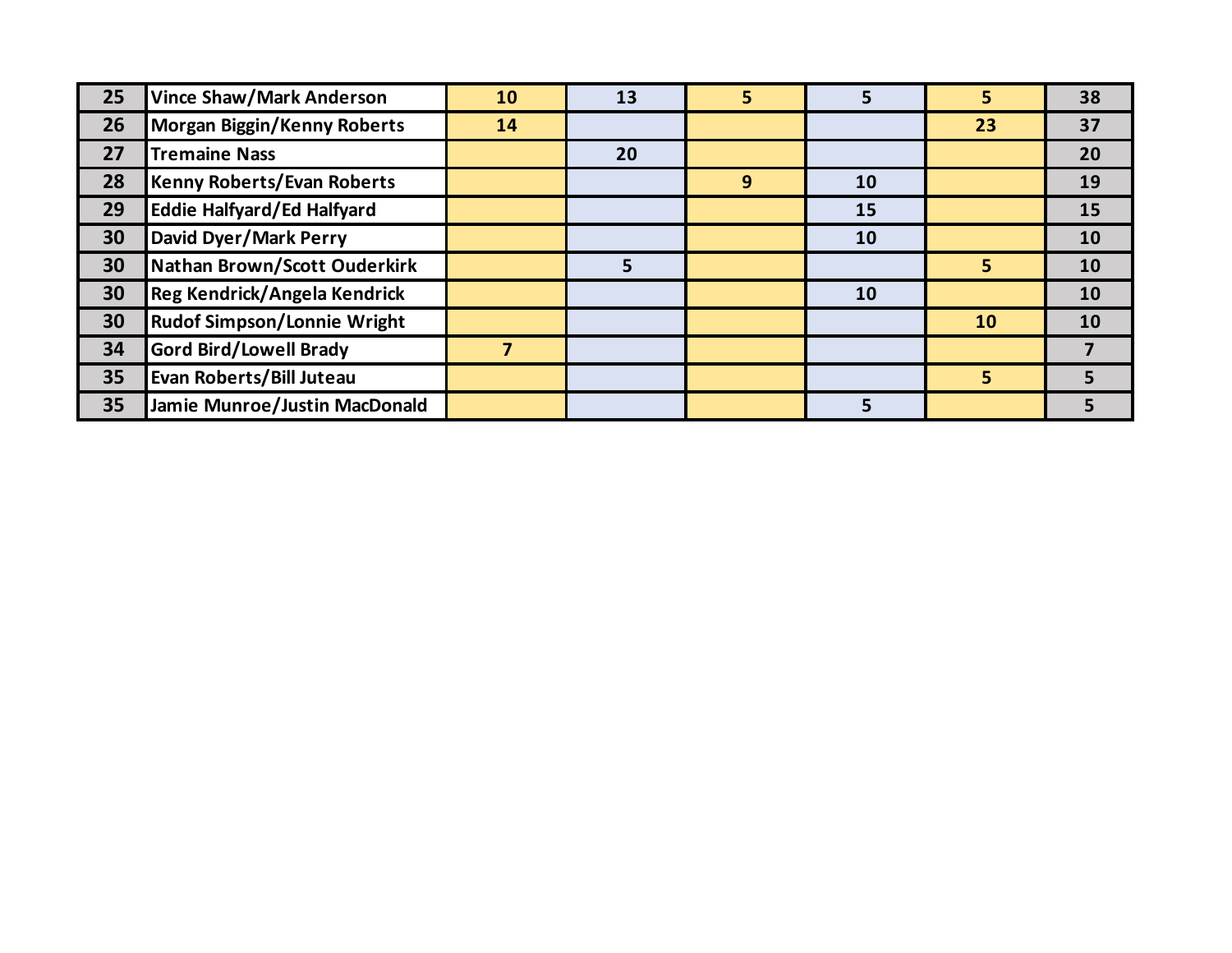| | | | | | | | |
|---|---|---|---|---|---|---|---|
| 25 | Vince Shaw/Mark Anderson | 10 | 13 | 5 | 5 | 5 | 38 |
| 26 | Morgan Biggin/Kenny Roberts | 14 | | | | 23 | 37 |
| 27 | Tremaine Nass | | 20 | | | | 20 |
| 28 | Kenny Roberts/Evan Roberts | | | 9 | 10 | | 19 |
| 29 | Eddie Halfyard/Ed Halfyard | | | | 15 | | 15 |
| 30 | David Dyer/Mark Perry | | | | 10 | | 10 |
| 30 | Nathan Brown/Scott Ouderkirk | | 5 | | | 5 | 10 |
| 30 | Reg Kendrick/Angela Kendrick | | | | 10 | | 10 |
| 30 | Rudof Simpson/Lonnie Wright | | | | | 10 | 10 |
| 34 | Gord Bird/Lowell Brady | 7 | | | | | 7 |
| 35 | Evan Roberts/Bill Juteau | | | | | 5 | 5 |
| 35 | Jamie Munroe/Justin MacDonald | | | | 5 | | 5 |